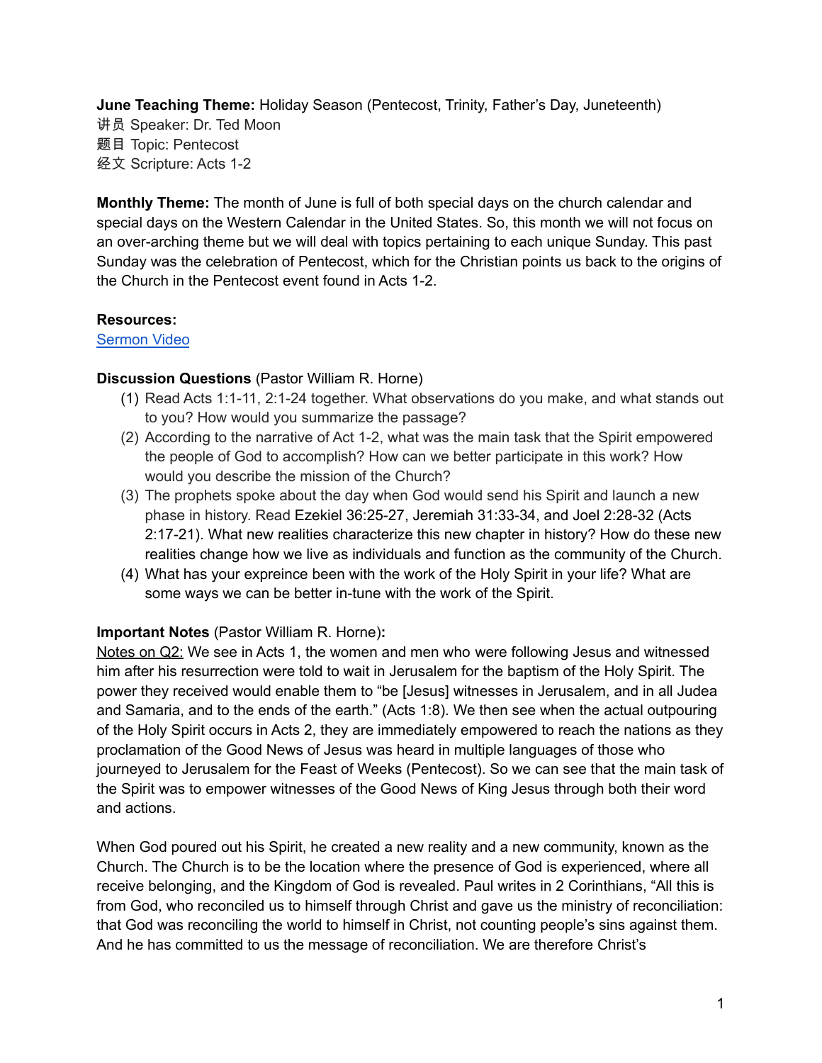**June Teaching Theme:** Holiday Season (Pentecost, Trinity, Father's Day, Juneteenth)
讲员 Speaker: Dr. Ted Moon
题目 Topic: Pentecost
经文 Scripture: Acts 1-2

**Monthly Theme:** The month of June is full of both special days on the church calendar and special days on the Western Calendar in the United States. So, this month we will not focus on an over-arching theme but we will deal with topics pertaining to each unique Sunday. This past Sunday was the celebration of Pentecost, which for the Christian points us back to the origins of the Church in the Pentecost event found in Acts 1-2.

**Resources:**
[Sermon Video]

**Discussion Questions** (Pastor William R. Horne)

(1) Read Acts 1:1-11, 2:1-24 together. What observations do you make, and what stands out to you? How would you summarize the passage?
(2) According to the narrative of Act 1-2, what was the main task that the Spirit empowered the people of God to accomplish? How can we better participate in this work? How would you describe the mission of the Church?
(3) The prophets spoke about the day when God would send his Spirit and launch a new phase in history. Read Ezekiel 36:25-27, Jeremiah 31:33-34, and Joel 2:28-32 (Acts 2:17-21). What new realities characterize this new chapter in history? How do these new realities change how we live as individuals and function as the community of the Church.
(4) What has your expreince been with the work of the Holy Spirit in your life? What are some ways we can be better in-tune with the work of the Spirit.

**Important Notes** (Pastor William R. Horne)**:**

Notes on Q2: We see in Acts 1, the women and men who were following Jesus and witnessed him after his resurrection were told to wait in Jerusalem for the baptism of the Holy Spirit. The power they received would enable them to "be [Jesus] witnesses in Jerusalem, and in all Judea and Samaria, and to the ends of the earth." (Acts 1:8). We then see when the actual outpouring of the Holy Spirit occurs in Acts 2, they are immediately empowered to reach the nations as they proclamation of the Good News of Jesus was heard in multiple languages of those who journeyed to Jerusalem for the Feast of Weeks (Pentecost). So we can see that the main task of the Spirit was to empower witnesses of the Good News of King Jesus through both their word and actions.

When God poured out his Spirit, he created a new reality and a new community, known as the Church. The Church is to be the location where the presence of God is experienced, where all receive belonging, and the Kingdom of God is revealed. Paul writes in 2 Corinthians, "All this is from God, who reconciled us to himself through Christ and gave us the ministry of reconciliation: that God was reconciling the world to himself in Christ, not counting people's sins against them. And he has committed to us the message of reconciliation. We are therefore Christ's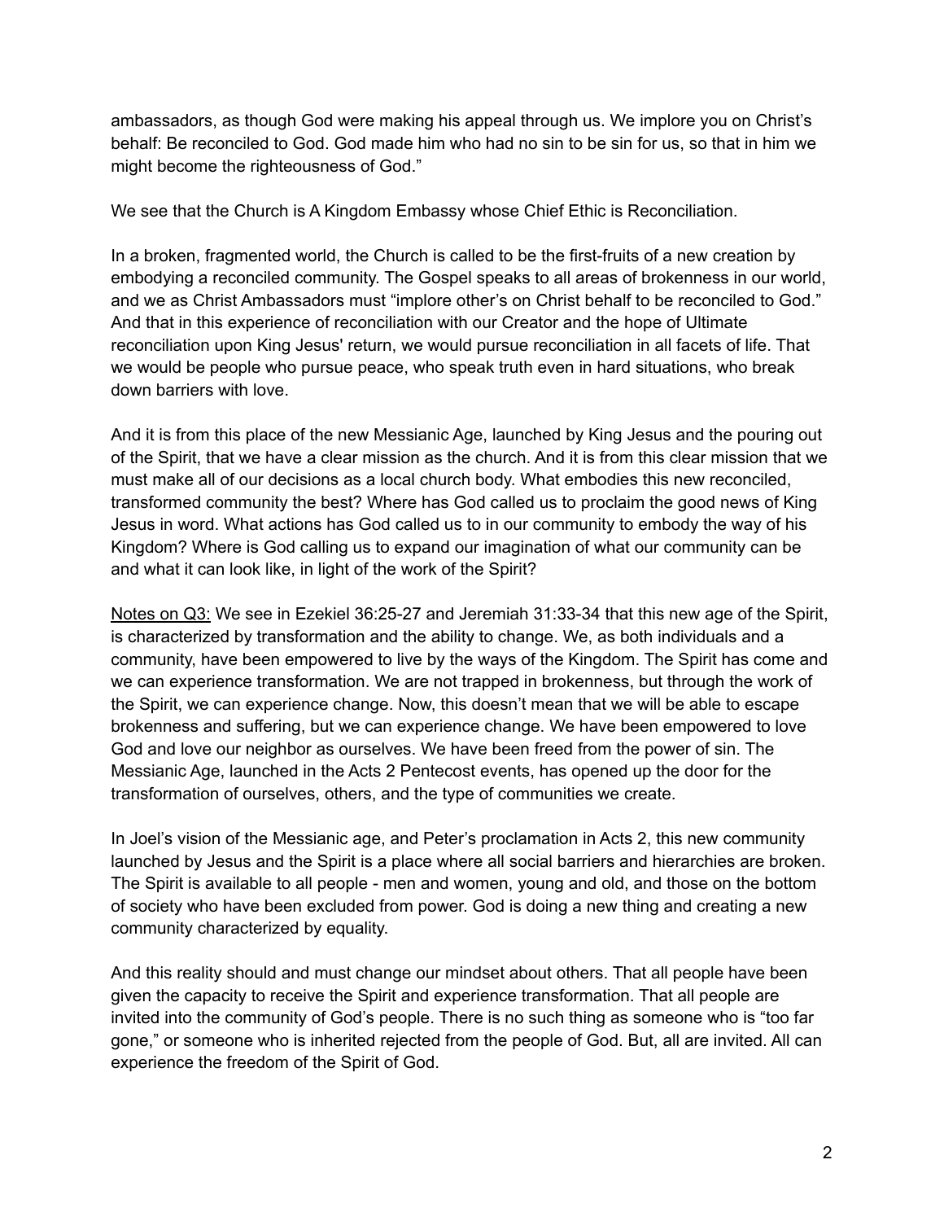ambassadors, as though God were making his appeal through us. We implore you on Christ's behalf: Be reconciled to God. God made him who had no sin to be sin for us, so that in him we might become the righteousness of God."

We see that the Church is A Kingdom Embassy whose Chief Ethic is Reconciliation.

In a broken, fragmented world, the Church is called to be the first-fruits of a new creation by embodying a reconciled community. The Gospel speaks to all areas of brokenness in our world, and we as Christ Ambassadors must "implore other's on Christ behalf to be reconciled to God." And that in this experience of reconciliation with our Creator and the hope of Ultimate reconciliation upon King Jesus' return, we would pursue reconciliation in all facets of life. That we would be people who pursue peace, who speak truth even in hard situations, who break down barriers with love.

And it is from this place of the new Messianic Age, launched by King Jesus and the pouring out of the Spirit, that we have a clear mission as the church. And it is from this clear mission that we must make all of our decisions as a local church body. What embodies this new reconciled, transformed community the best? Where has God called us to proclaim the good news of King Jesus in word. What actions has God called us to in our community to embody the way of his Kingdom? Where is God calling us to expand our imagination of what our community can be and what it can look like, in light of the work of the Spirit?

<u>Notes on Q3:</u> We see in Ezekiel 36:25-27 and Jeremiah 31:33-34 that this new age of the Spirit, is characterized by transformation and the ability to change. We, as both individuals and a community, have been empowered to live by the ways of the Kingdom. The Spirit has come and we can experience transformation. We are not trapped in brokenness, but through the work of the Spirit, we can experience change. Now, this doesn't mean that we will be able to escape brokenness and suffering, but we can experience change. We have been empowered to love God and love our neighbor as ourselves. We have been freed from the power of sin. The Messianic Age, launched in the Acts 2 Pentecost events, has opened up the door for the transformation of ourselves, others, and the type of communities we create.

In Joel's vision of the Messianic age, and Peter's proclamation in Acts 2, this new community launched by Jesus and the Spirit is a place where all social barriers and hierarchies are broken. The Spirit is available to all people - men and women, young and old, and those on the bottom of society who have been excluded from power. God is doing a new thing and creating a new community characterized by equality.

And this reality should and must change our mindset about others. That all people have been given the capacity to receive the Spirit and experience transformation. That all people are invited into the community of God's people. There is no such thing as someone who is "too far gone," or someone who is inherited rejected from the people of God. But, all are invited. All can experience the freedom of the Spirit of God.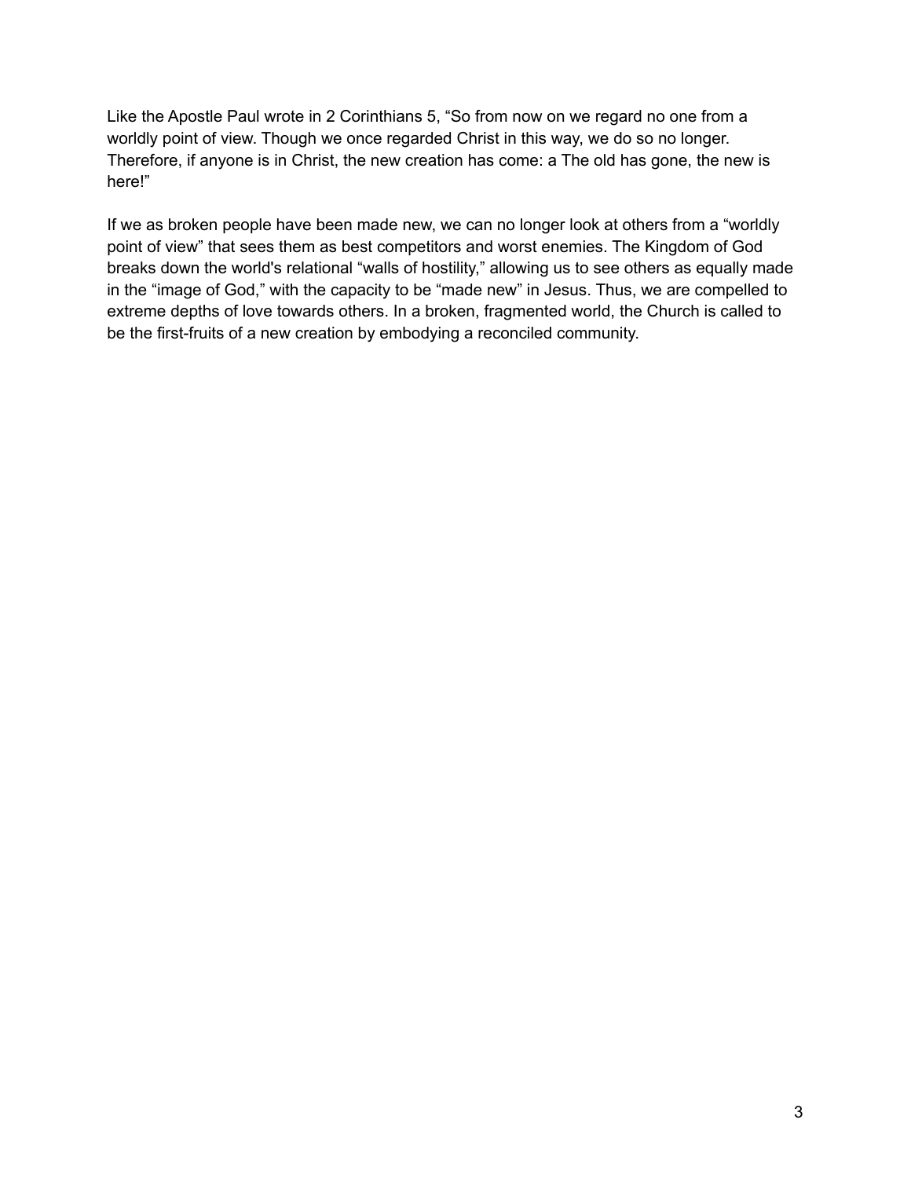Like the Apostle Paul wrote in 2 Corinthians 5, "So from now on we regard no one from a worldly point of view. Though we once regarded Christ in this way, we do so no longer. Therefore, if anyone is in Christ, the new creation has come: a The old has gone, the new is here!"

If we as broken people have been made new, we can no longer look at others from a "worldly point of view" that sees them as best competitors and worst enemies. The Kingdom of God breaks down the world's relational "walls of hostility," allowing us to see others as equally made in the "image of God," with the capacity to be "made new" in Jesus. Thus, we are compelled to extreme depths of love towards others. In a broken, fragmented world, the Church is called to be the first-fruits of a new creation by embodying a reconciled community.